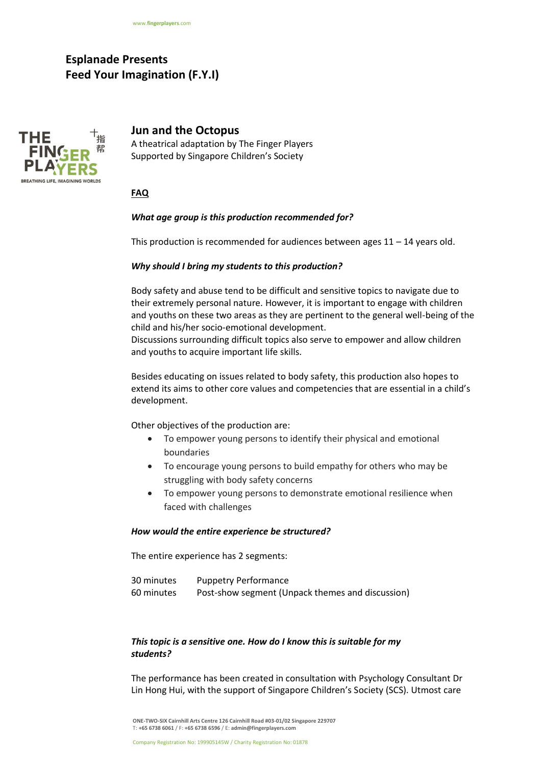# Esplanade Presents
# Feed Your Imagination (F.Y.I)

## Jun and the Octopus

A theatrical adaptation by The Finger Players
Supported by Singapore Children's Society

### FAQ

***What age group is this production recommended for?***

This production is recommended for audiences between ages 11 – 14 years old.

***Why should I bring my students to this production?***

Body safety and abuse tend to be difficult and sensitive topics to navigate due to their extremely personal nature. However, it is important to engage with children and youths on these two areas as they are pertinent to the general well-being of the child and his/her socio-emotional development.
Discussions surrounding difficult topics also serve to empower and allow children and youths to acquire important life skills.

Besides educating on issues related to body safety, this production also hopes to extend its aims to other core values and competencies that are essential in a child's development.

Other objectives of the production are:

- To empower young persons to identify their physical and emotional boundaries
- To encourage young persons to build empathy for others who may be struggling with body safety concerns
- To empower young persons to demonstrate emotional resilience when faced with challenges

***How would the entire experience be structured?***

The entire experience has 2 segments:

| | |
|---|---|
| 30 minutes | Puppetry Performance |
| 60 minutes | Post-show segment (Unpack themes and discussion) |

***This topic is a sensitive one. How do I know this is suitable for my students?***

The performance has been created in consultation with Psychology Consultant Dr Lin Hong Hui, with the support of Singapore Children's Society (SCS). Utmost care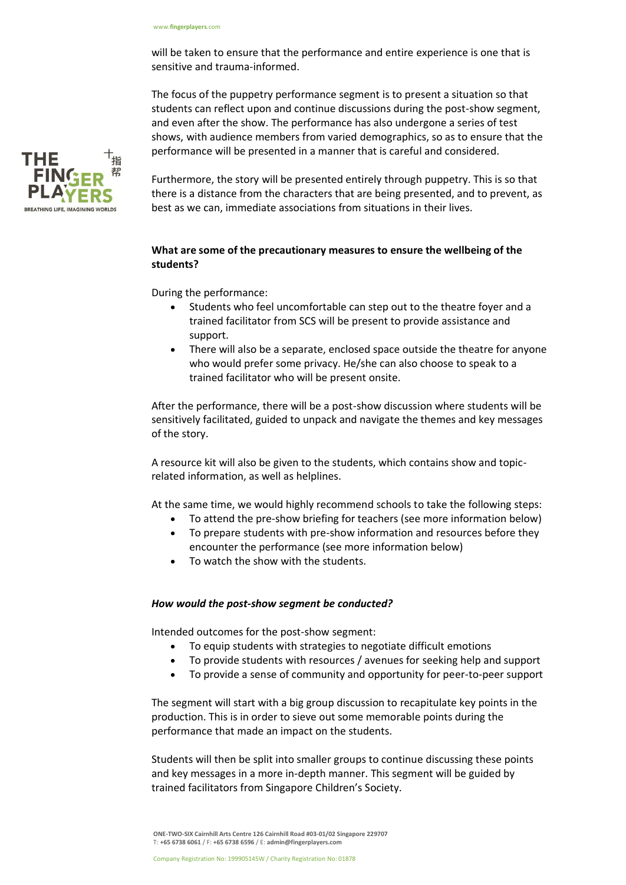will be taken to ensure that the performance and entire experience is one that is sensitive and trauma-informed.

The focus of the puppetry performance segment is to present a situation so that students can reflect upon and continue discussions during the post-show segment, and even after the show. The performance has also undergone a series of test shows, with audience members from varied demographics, so as to ensure that the performance will be presented in a manner that is careful and considered.

Furthermore, the story will be presented entirely through puppetry. This is so that there is a distance from the characters that are being presented, and to prevent, as best as we can, immediate associations from situations in their lives.

**What are some of the precautionary measures to ensure the wellbeing of the students?**

During the performance:

- Students who feel uncomfortable can step out to the theatre foyer and a trained facilitator from SCS will be present to provide assistance and support.
- There will also be a separate, enclosed space outside the theatre for anyone who would prefer some privacy. He/she can also choose to speak to a trained facilitator who will be present onsite.

After the performance, there will be a post-show discussion where students will be sensitively facilitated, guided to unpack and navigate the themes and key messages of the story.

A resource kit will also be given to the students, which contains show and topic-related information, as well as helplines.

At the same time, we would highly recommend schools to take the following steps:

- To attend the pre-show briefing for teachers (see more information below)
- To prepare students with pre-show information and resources before they encounter the performance (see more information below)
- To watch the show with the students.

***How would the post-show segment be conducted?***

Intended outcomes for the post-show segment:

- To equip students with strategies to negotiate difficult emotions
- To provide students with resources / avenues for seeking help and support
- To provide a sense of community and opportunity for peer-to-peer support

The segment will start with a big group discussion to recapitulate key points in the production. This is in order to sieve out some memorable points during the performance that made an impact on the students.

Students will then be split into smaller groups to continue discussing these points and key messages in a more in-depth manner. This segment will be guided by trained facilitators from Singapore Children's Society.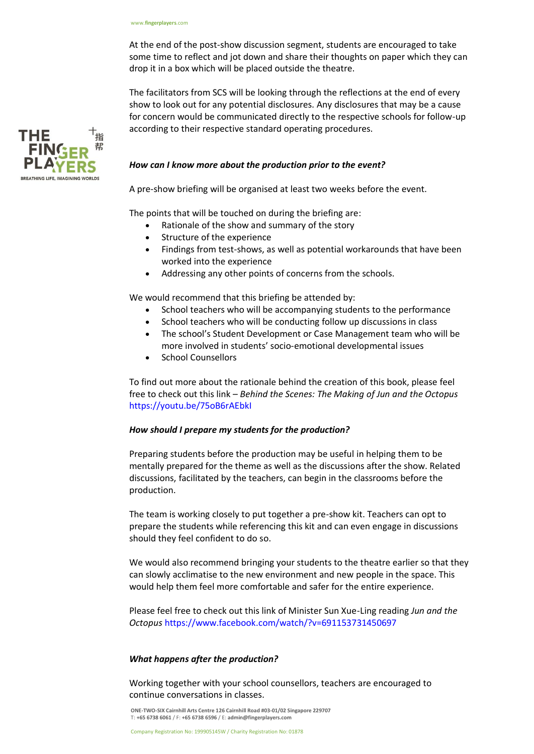At the end of the post-show discussion segment, students are encouraged to take some time to reflect and jot down and share their thoughts on paper which they can drop it in a box which will be placed outside the theatre.

The facilitators from SCS will be looking through the reflections at the end of every show to look out for any potential disclosures. Any disclosures that may be a cause for concern would be communicated directly to the respective schools for follow-up according to their respective standard operating procedures.

***How can I know more about the production prior to the event?***

A pre-show briefing will be organised at least two weeks before the event.

The points that will be touched on during the briefing are:

- Rationale of the show and summary of the story
- Structure of the experience
- Findings from test-shows, as well as potential workarounds that have been worked into the experience
- Addressing any other points of concerns from the schools.

We would recommend that this briefing be attended by:

- School teachers who will be accompanying students to the performance
- School teachers who will be conducting follow up discussions in class
- The school's Student Development or Case Management team who will be more involved in students' socio-emotional developmental issues
- School Counsellors

To find out more about the rationale behind the creation of this book, please feel free to check out this link – *Behind the Scenes: The Making of Jun and the Octopus* https://youtu.be/75oB6rAEbkI

***How should I prepare my students for the production?***

Preparing students before the production may be useful in helping them to be mentally prepared for the theme as well as the discussions after the show. Related discussions, facilitated by the teachers, can begin in the classrooms before the production.

The team is working closely to put together a pre-show kit. Teachers can opt to prepare the students while referencing this kit and can even engage in discussions should they feel confident to do so.

We would also recommend bringing your students to the theatre earlier so that they can slowly acclimatise to the new environment and new people in the space. This would help them feel more comfortable and safer for the entire experience.

Please feel free to check out this link of Minister Sun Xue-Ling reading *Jun and the Octopus* https://www.facebook.com/watch/?v=691153731450697

***What happens after the production?***

Working together with your school counsellors, teachers are encouraged to continue conversations in classes.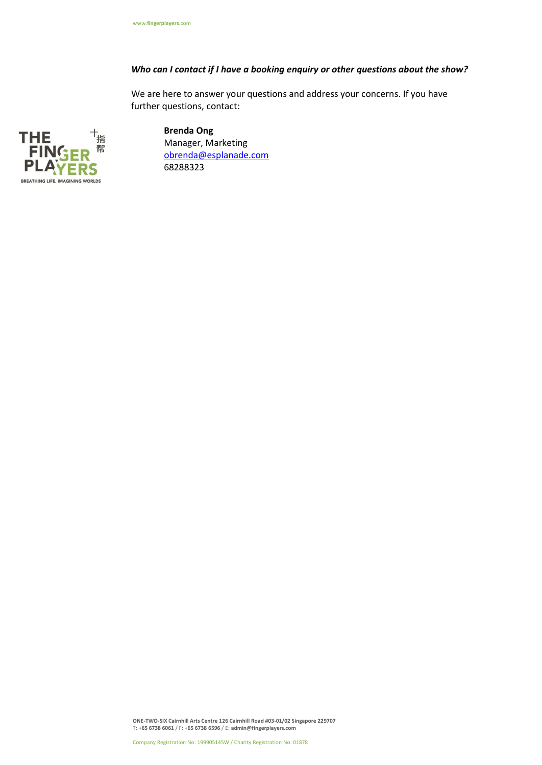***Who can I contact if I have a booking enquiry or other questions about the show?***

We are here to answer your questions and address your concerns. If you have further questions, contact:

**Brenda Ong**
Manager, Marketing
obrenda@esplanade.com
68288323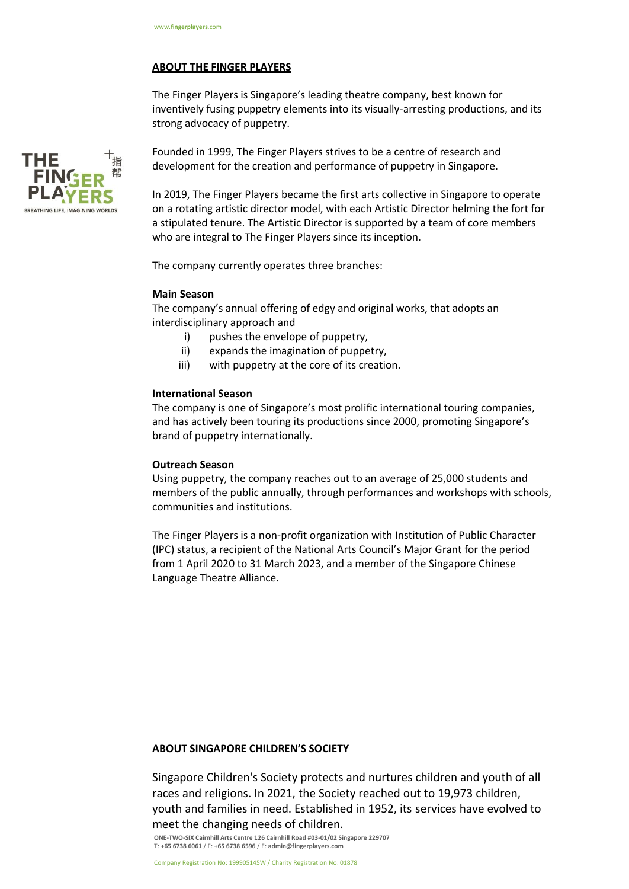## ABOUT THE FINGER PLAYERS

The Finger Players is Singapore's leading theatre company, best known for inventively fusing puppetry elements into its visually-arresting productions, and its strong advocacy of puppetry.

Founded in 1999, The Finger Players strives to be a centre of research and development for the creation and performance of puppetry in Singapore.

In 2019, The Finger Players became the first arts collective in Singapore to operate on a rotating artistic director model, with each Artistic Director helming the fort for a stipulated tenure. The Artistic Director is supported by a team of core members who are integral to The Finger Players since its inception.

The company currently operates three branches:

**Main Season**
The company's annual offering of edgy and original works, that adopts an interdisciplinary approach and

i) pushes the envelope of puppetry,
ii) expands the imagination of puppetry,
iii) with puppetry at the core of its creation.

**International Season**
The company is one of Singapore's most prolific international touring companies, and has actively been touring its productions since 2000, promoting Singapore's brand of puppetry internationally.

**Outreach Season**
Using puppetry, the company reaches out to an average of 25,000 students and members of the public annually, through performances and workshops with schools, communities and institutions.

The Finger Players is a non-profit organization with Institution of Public Character (IPC) status, a recipient of the National Arts Council's Major Grant for the period from 1 April 2020 to 31 March 2023, and a member of the Singapore Chinese Language Theatre Alliance.

## ABOUT SINGAPORE CHILDREN'S SOCIETY

Singapore Children's Society protects and nurtures children and youth of all races and religions. In 2021, the Society reached out to 19,973 children, youth and families in need. Established in 1952, its services have evolved to meet the changing needs of children.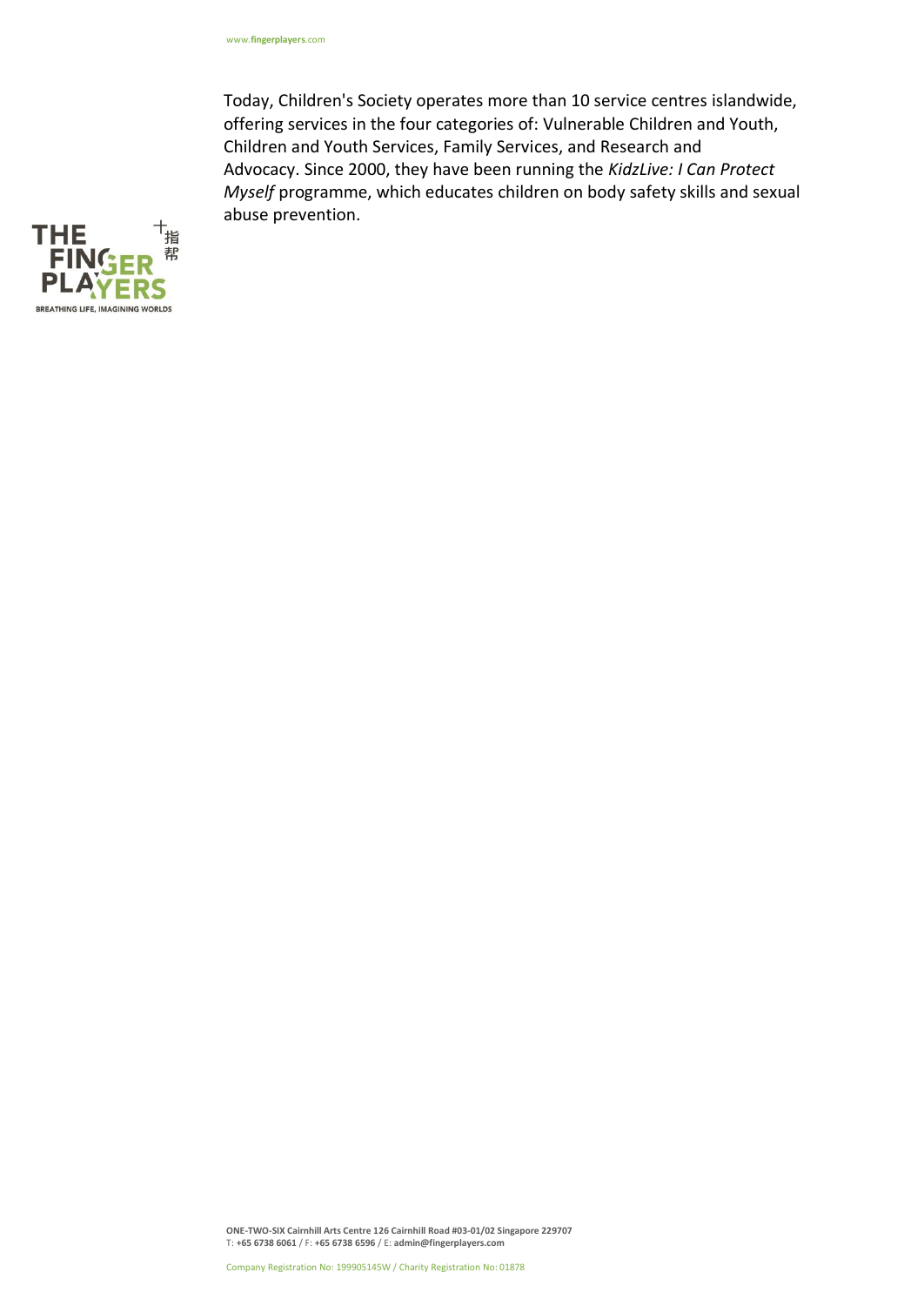Today, Children's Society operates more than 10 service centres islandwide, offering services in the four categories of: Vulnerable Children and Youth, Children and Youth Services, Family Services, and Research and Advocacy. Since 2000, they have been running the *KidzLive: I Can Protect Myself* programme, which educates children on body safety skills and sexual abuse prevention.